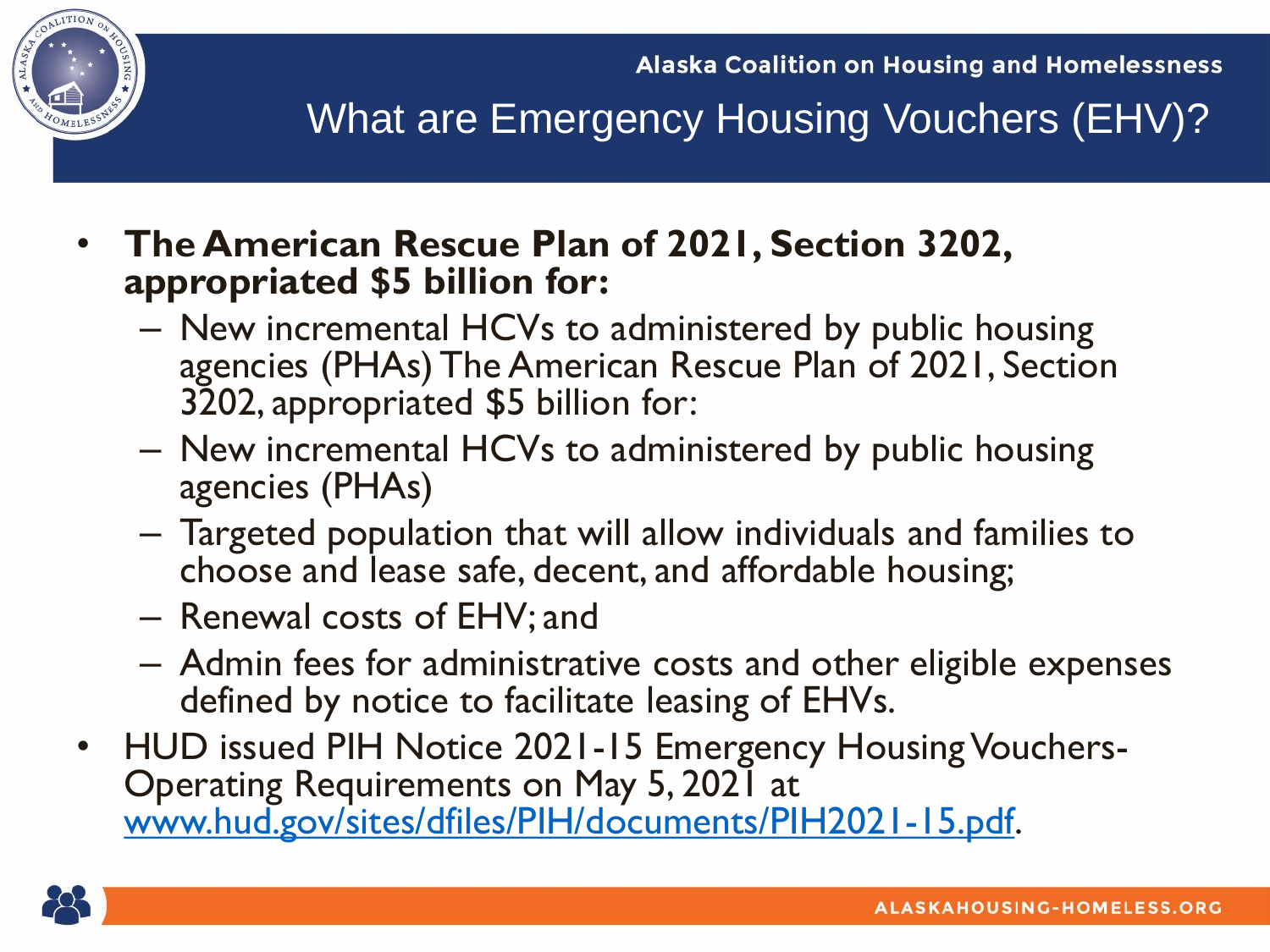Alaska Coalition on Housing and Homelessness

# What are Emergency Housing Vouchers (EHV)?

- **The American Rescue Plan of 2021, Section 3202, appropriated $5 billion for:**
  - New incremental HCVs to administered by public housing agencies (PHAs) The American Rescue Plan of 2021, Section 3202, appropriated $5 billion for:
  - New incremental HCVs to administered by public housing agencies (PHAs)
  - Targeted population that will allow individuals and families to choose and lease safe, decent, and affordable housing;
  - Renewal costs of EHV; and
  - Admin fees for administrative costs and other eligible expenses defined by notice to facilitate leasing of EHVs.
- HUD issued PIH Notice 2021-15 Emergency Housing Vouchers- Operating Requirements on May 5, 2021 at [www.hud.gov/sites/dfiles/PIH/documents/PIH2021-15.pdf](www.hud.gov/sites/dfiles/PIH/documents/PIH2021-15.pdf).

ALASKAHOUSING-HOMELESS.ORG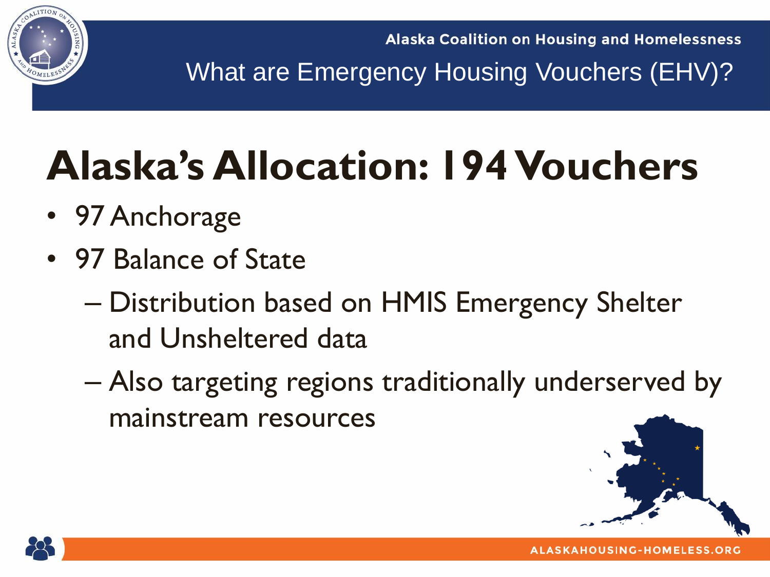# Alaska's Allocation: 194 Vouchers

- 97 Anchorage
- 97 Balance of State
  - Distribution based on HMIS Emergency Shelter and Unsheltered data
  - Also targeting regions traditionally underserved by mainstream resources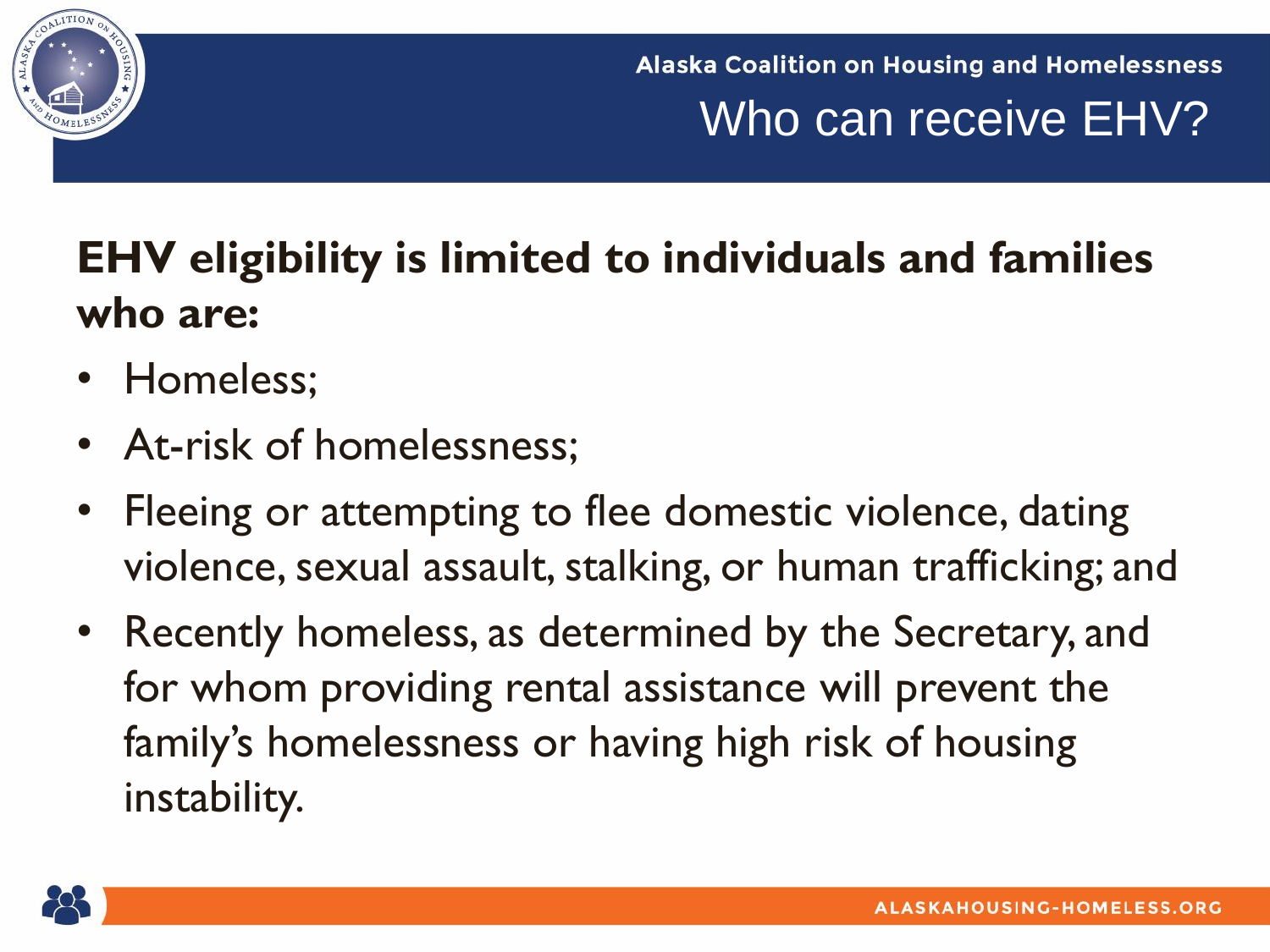# Who can receive EHV?

**EHV eligibility is limited to individuals and families who are:**

- Homeless;
- At-risk of homelessness;
- Fleeing or attempting to flee domestic violence, dating violence, sexual assault, stalking, or human trafficking; and
- Recently homeless, as determined by the Secretary, and for whom providing rental assistance will prevent the family's homelessness or having high risk of housing instability.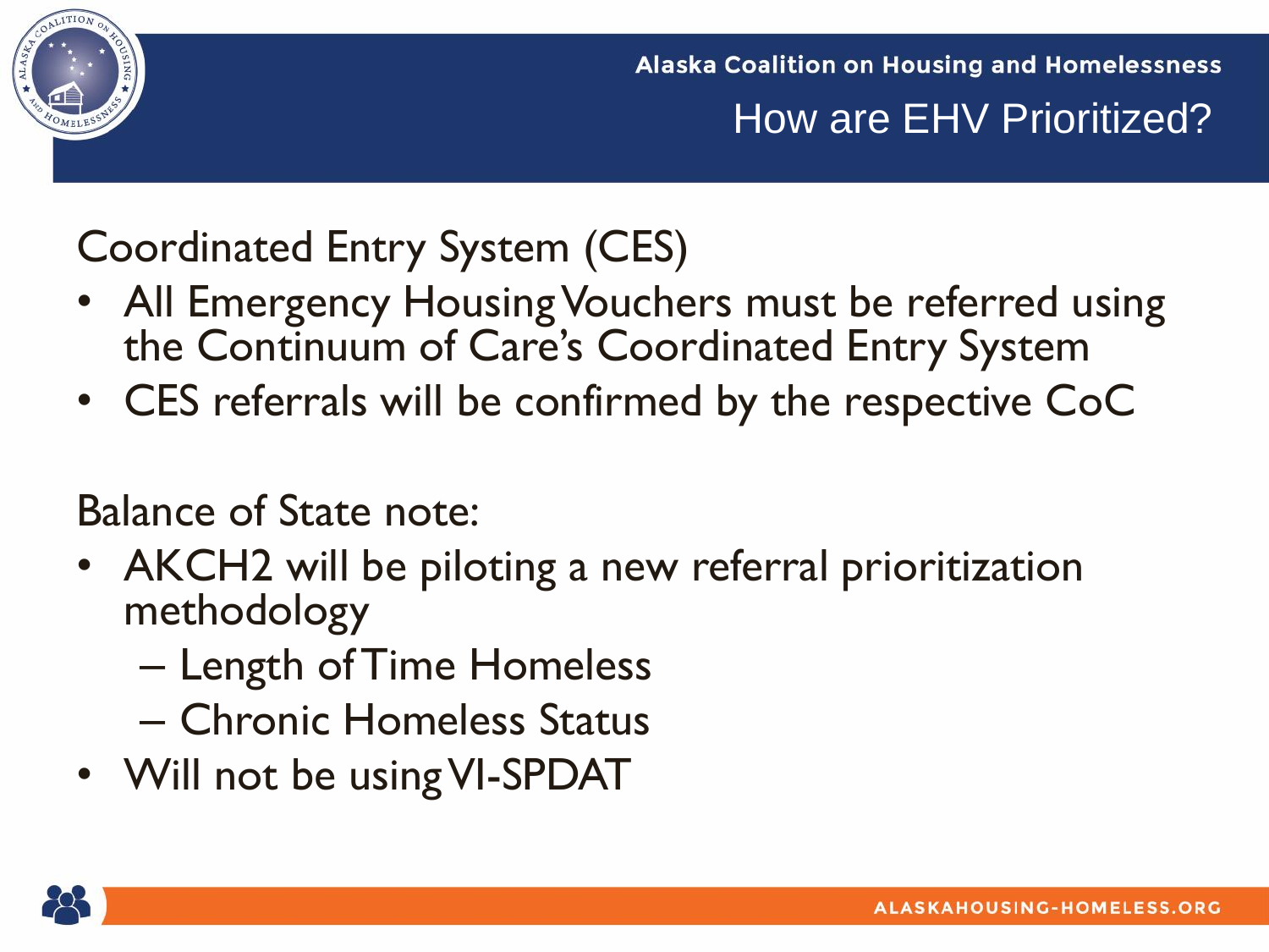# How are EHV Prioritized?

Coordinated Entry System (CES)

- All Emergency Housing Vouchers must be referred using the Continuum of Care's Coordinated Entry System
- CES referrals will be confirmed by the respective CoC

Balance of State note:

- AKCH2 will be piloting a new referral prioritization methodology
  - Length of Time Homeless
  - Chronic Homeless Status
- Will not be using VI-SPDAT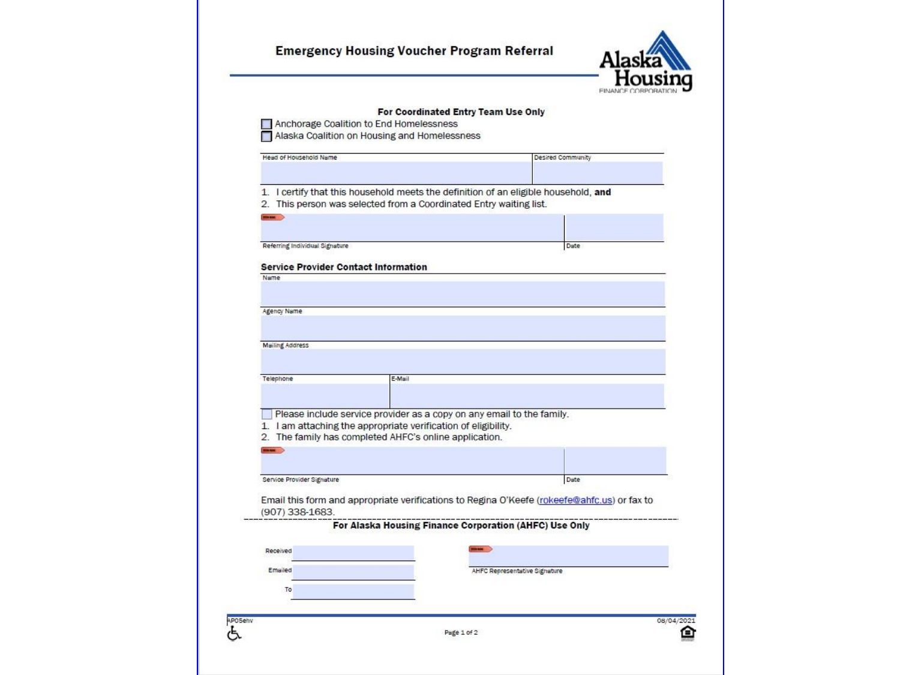# Emergency Housing Voucher Program Referral

Alaska Housing FINANCE CORPORATION

**For Coordinated Entry Team Use Only**

☐ Anchorage Coalition to End Homelessness
☐ Alaska Coalition on Housing and Homelessness

| Head of Household Name | Desired Community |
|---|---|
| | |

1. I certify that this household meets the definition of an eligible household, **and**
2. This person was selected from a Coordinated Entry waiting list.

| Referring Individual Signature | Date |
|---|---|
| | |

## Service Provider Contact Information

Name

Agency Name

Mailing Address

| Telephone | E-Mail |
|---|---|
| | |

☐ Please include service provider as a copy on any email to the family.

1. I am attaching the appropriate verification of eligibility.
2. The family has completed AHFC's online application.

| Service Provider Signature | Date |
|---|---|
| | |

Email this form and appropriate verifications to Regina O'Keefe (rokeefe@ahfc.us) or fax to (907) 338-1683.

**For Alaska Housing Finance Corporation (AHFC) Use Only**

Received

Emailed

To

AHFC Representative Signature

AP05ehv 08/04/2021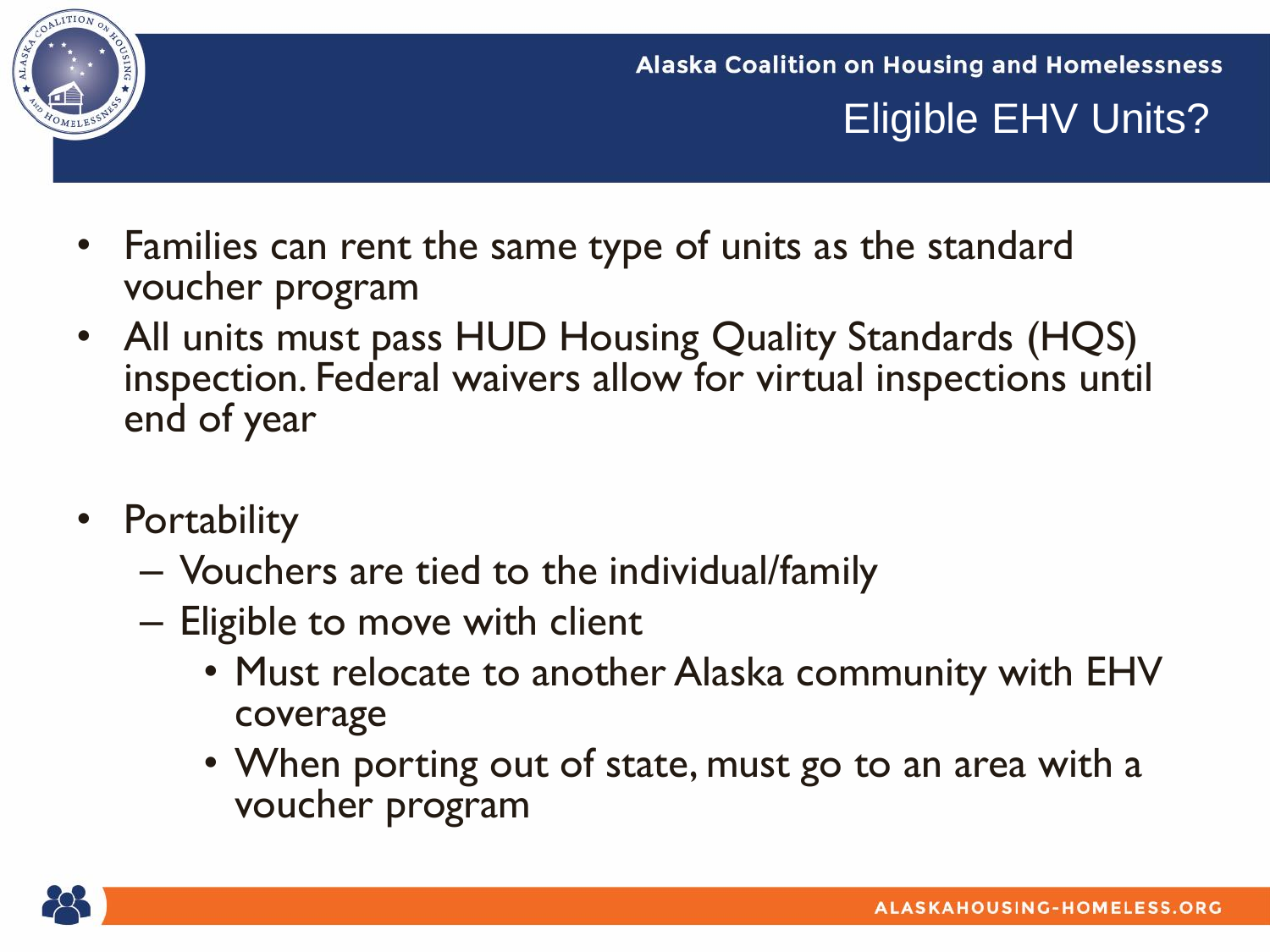# Eligible EHV Units?

- Families can rent the same type of units as the standard voucher program
- All units must pass HUD Housing Quality Standards (HQS) inspection. Federal waivers allow for virtual inspections until end of year

- Portability
  - Vouchers are tied to the individual/family
  - Eligible to move with client
    - Must relocate to another Alaska community with EHV coverage
    - When porting out of state, must go to an area with a voucher program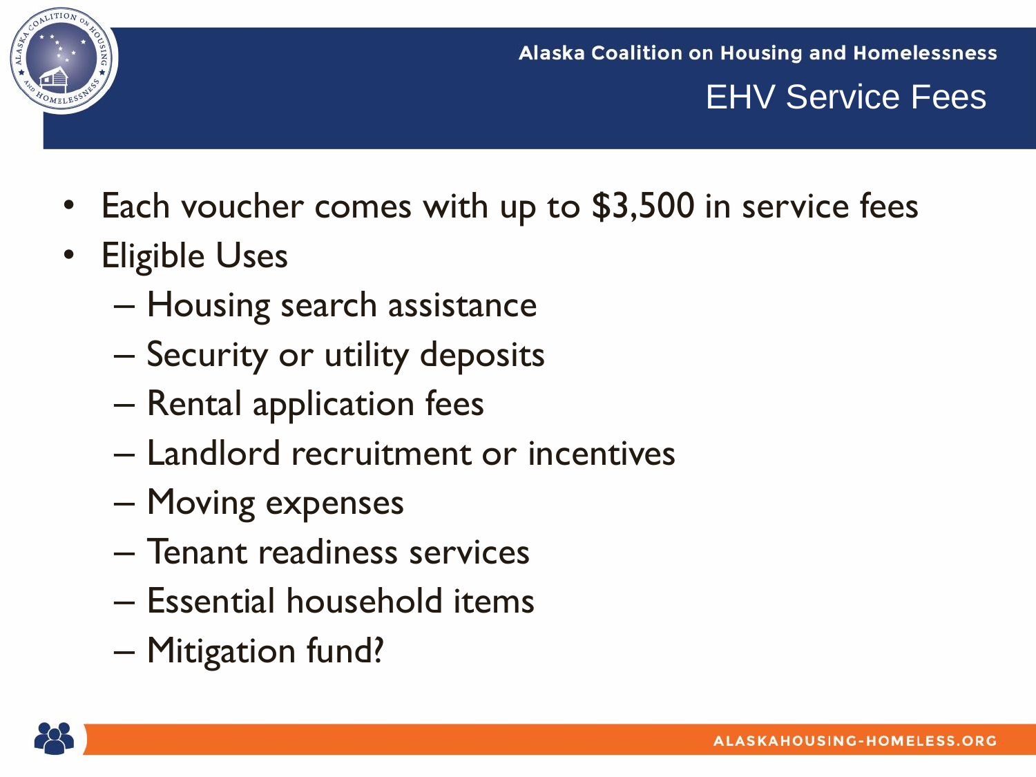# EHV Service Fees

- Each voucher comes with up to $3,500 in service fees
- Eligible Uses
  - Housing search assistance
  - Security or utility deposits
  - Rental application fees
  - Landlord recruitment or incentives
  - Moving expenses
  - Tenant readiness services
  - Essential household items
  - Mitigation fund?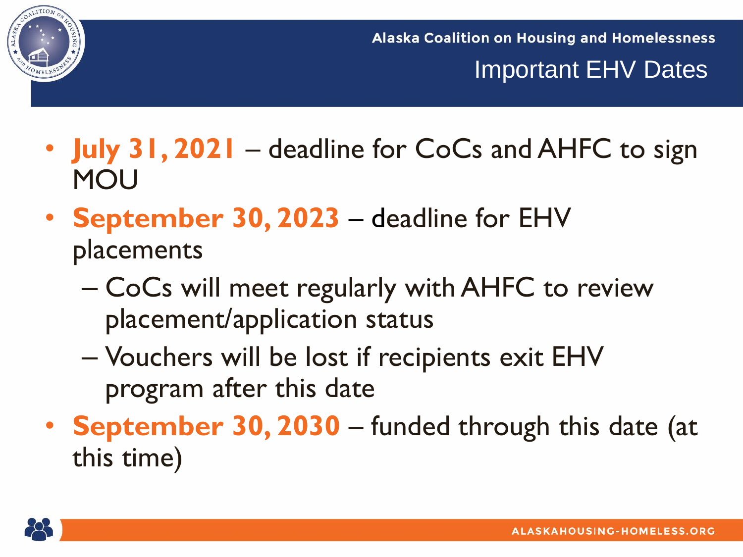Alaska Coalition on Housing and Homelessness

# Important EHV Dates

- **July 31, 2021** – deadline for CoCs and AHFC to sign MOU
- **September 30, 2023** – deadline for EHV placements
  - CoCs will meet regularly with AHFC to review placement/application status
  - Vouchers will be lost if recipients exit EHV program after this date
- **September 30, 2030** – funded through this date (at this time)

ALASKAHOUSING-HOMELESS.ORG